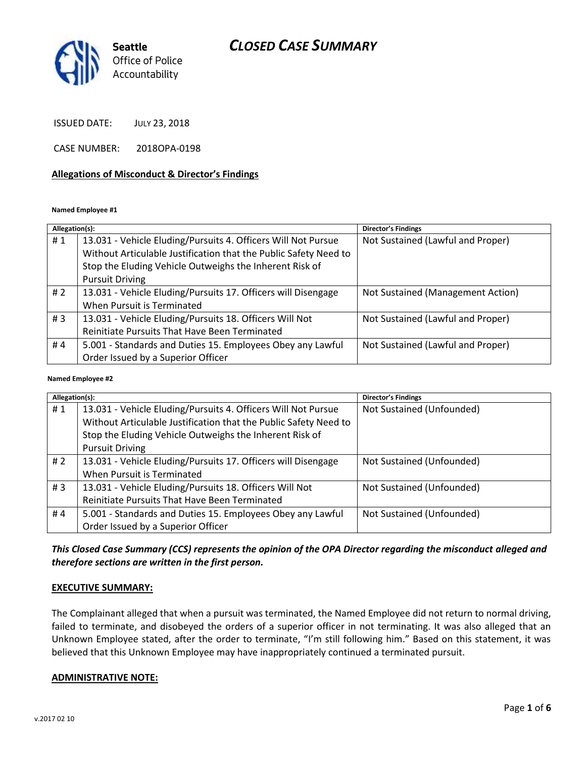Seattle
Office of Police
Accountability

# CLOSED CASE SUMMARY

ISSUED DATE: JULY 23, 2018

CASE NUMBER: 2018OPA-0198

## Allegations of Misconduct & Director's Findings

**Named Employee #1**

| Allegation(s): | | Director's Findings |
|---|---|---|
| # 1 | 13.031 - Vehicle Eluding/Pursuits 4. Officers Will Not Pursue Without Articulable Justification that the Public Safety Need to Stop the Eluding Vehicle Outweighs the Inherent Risk of Pursuit Driving | Not Sustained (Lawful and Proper) |
| # 2 | 13.031 - Vehicle Eluding/Pursuits 17. Officers will Disengage When Pursuit is Terminated | Not Sustained (Management Action) |
| # 3 | 13.031 - Vehicle Eluding/Pursuits 18. Officers Will Not Reinitiate Pursuits That Have Been Terminated | Not Sustained (Lawful and Proper) |
| # 4 | 5.001 - Standards and Duties 15. Employees Obey any Lawful Order Issued by a Superior Officer | Not Sustained (Lawful and Proper) |

**Named Employee #2**

| Allegation(s): | | Director's Findings |
|---|---|---|
| # 1 | 13.031 - Vehicle Eluding/Pursuits 4. Officers Will Not Pursue Without Articulable Justification that the Public Safety Need to Stop the Eluding Vehicle Outweighs the Inherent Risk of Pursuit Driving | Not Sustained (Unfounded) |
| # 2 | 13.031 - Vehicle Eluding/Pursuits 17. Officers will Disengage When Pursuit is Terminated | Not Sustained (Unfounded) |
| # 3 | 13.031 - Vehicle Eluding/Pursuits 18. Officers Will Not Reinitiate Pursuits That Have Been Terminated | Not Sustained (Unfounded) |
| # 4 | 5.001 - Standards and Duties 15. Employees Obey any Lawful Order Issued by a Superior Officer | Not Sustained (Unfounded) |

***This Closed Case Summary (CCS) represents the opinion of the OPA Director regarding the misconduct alleged and therefore sections are written in the first person.***

## EXECUTIVE SUMMARY:

The Complainant alleged that when a pursuit was terminated, the Named Employee did not return to normal driving, failed to terminate, and disobeyed the orders of a superior officer in not terminating. It was also alleged that an Unknown Employee stated, after the order to terminate, "I'm still following him." Based on this statement, it was believed that this Unknown Employee may have inappropriately continued a terminated pursuit.

## ADMINISTRATIVE NOTE: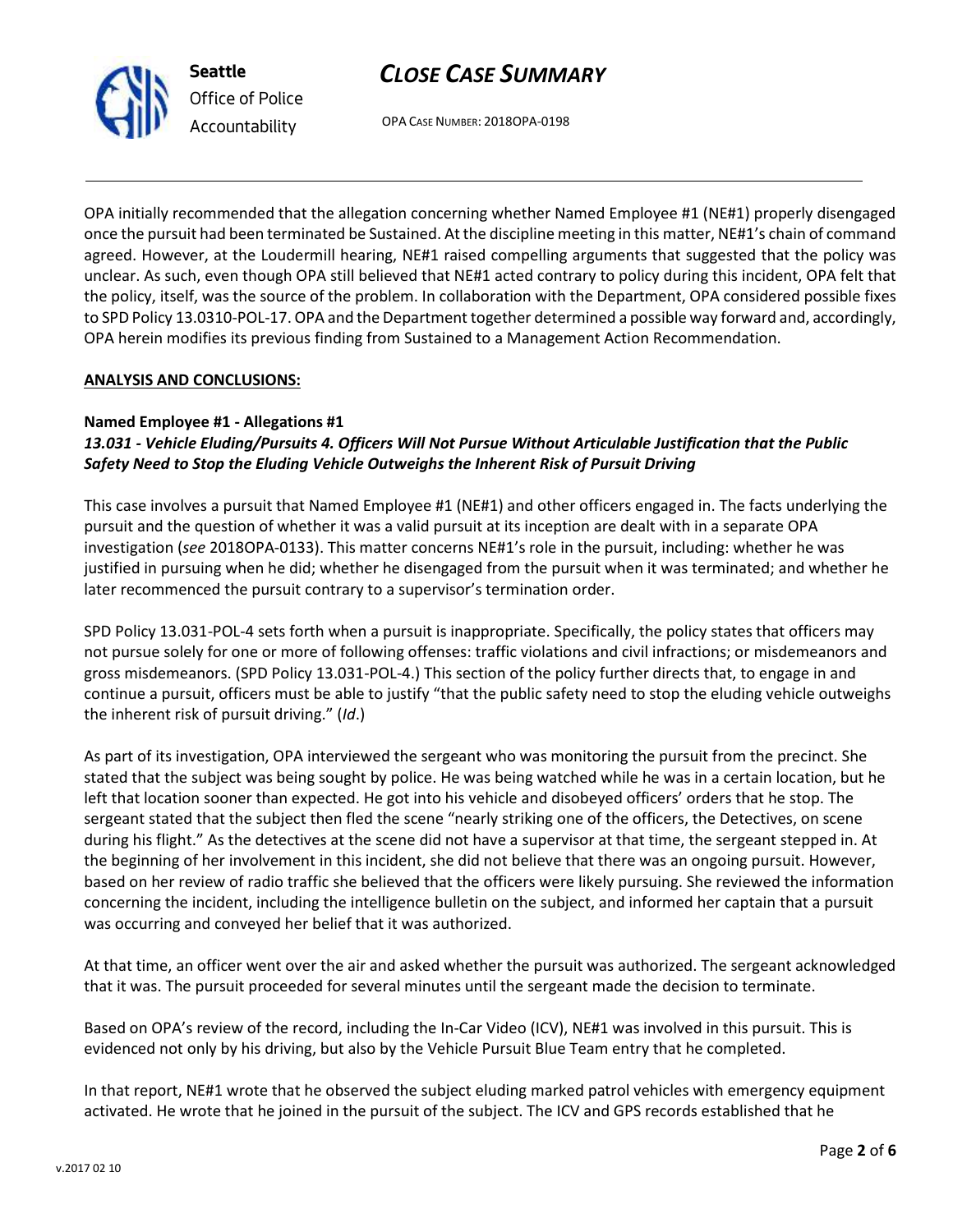OPA initially recommended that the allegation concerning whether Named Employee #1 (NE#1) properly disengaged once the pursuit had been terminated be Sustained. At the discipline meeting in this matter, NE#1's chain of command agreed. However, at the Loudermill hearing, NE#1 raised compelling arguments that suggested that the policy was unclear. As such, even though OPA still believed that NE#1 acted contrary to policy during this incident, OPA felt that the policy, itself, was the source of the problem. In collaboration with the Department, OPA considered possible fixes to SPD Policy 13.0310-POL-17. OPA and the Department together determined a possible way forward and, accordingly, OPA herein modifies its previous finding from Sustained to a Management Action Recommendation.

**ANALYSIS AND CONCLUSIONS:**

**Named Employee #1 - Allegations #1**
***13.031 - Vehicle Eluding/Pursuits 4. Officers Will Not Pursue Without Articulable Justification that the Public Safety Need to Stop the Eluding Vehicle Outweighs the Inherent Risk of Pursuit Driving***

This case involves a pursuit that Named Employee #1 (NE#1) and other officers engaged in. The facts underlying the pursuit and the question of whether it was a valid pursuit at its inception are dealt with in a separate OPA investigation (*see* 2018OPA-0133). This matter concerns NE#1's role in the pursuit, including: whether he was justified in pursuing when he did; whether he disengaged from the pursuit when it was terminated; and whether he later recommenced the pursuit contrary to a supervisor's termination order.

SPD Policy 13.031-POL-4 sets forth when a pursuit is inappropriate. Specifically, the policy states that officers may not pursue solely for one or more of following offenses: traffic violations and civil infractions; or misdemeanors and gross misdemeanors. (SPD Policy 13.031-POL-4.) This section of the policy further directs that, to engage in and continue a pursuit, officers must be able to justify "that the public safety need to stop the eluding vehicle outweighs the inherent risk of pursuit driving." (*Id*.)

As part of its investigation, OPA interviewed the sergeant who was monitoring the pursuit from the precinct. She stated that the subject was being sought by police. He was being watched while he was in a certain location, but he left that location sooner than expected. He got into his vehicle and disobeyed officers' orders that he stop. The sergeant stated that the subject then fled the scene "nearly striking one of the officers, the Detectives, on scene during his flight." As the detectives at the scene did not have a supervisor at that time, the sergeant stepped in. At the beginning of her involvement in this incident, she did not believe that there was an ongoing pursuit. However, based on her review of radio traffic she believed that the officers were likely pursuing. She reviewed the information concerning the incident, including the intelligence bulletin on the subject, and informed her captain that a pursuit was occurring and conveyed her belief that it was authorized.

At that time, an officer went over the air and asked whether the pursuit was authorized. The sergeant acknowledged that it was. The pursuit proceeded for several minutes until the sergeant made the decision to terminate.

Based on OPA's review of the record, including the In-Car Video (ICV), NE#1 was involved in this pursuit. This is evidenced not only by his driving, but also by the Vehicle Pursuit Blue Team entry that he completed.

In that report, NE#1 wrote that he observed the subject eluding marked patrol vehicles with emergency equipment activated. He wrote that he joined in the pursuit of the subject. The ICV and GPS records established that he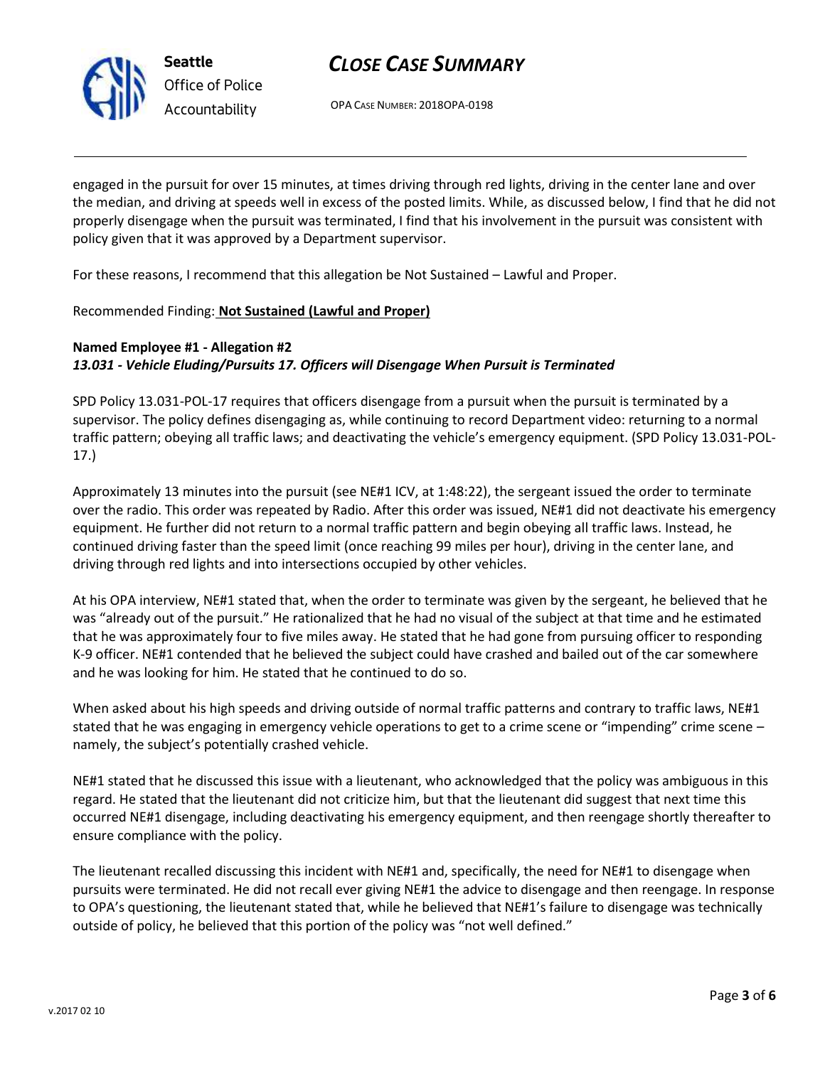engaged in the pursuit for over 15 minutes, at times driving through red lights, driving in the center lane and over the median, and driving at speeds well in excess of the posted limits. While, as discussed below, I find that he did not properly disengage when the pursuit was terminated, I find that his involvement in the pursuit was consistent with policy given that it was approved by a Department supervisor.

For these reasons, I recommend that this allegation be Not Sustained – Lawful and Proper.

Recommended Finding: **Not Sustained (Lawful and Proper)**

**Named Employee #1 - Allegation #2**
***13.031 - Vehicle Eluding/Pursuits 17. Officers will Disengage When Pursuit is Terminated***

SPD Policy 13.031-POL-17 requires that officers disengage from a pursuit when the pursuit is terminated by a supervisor. The policy defines disengaging as, while continuing to record Department video: returning to a normal traffic pattern; obeying all traffic laws; and deactivating the vehicle's emergency equipment. (SPD Policy 13.031-POL-17.)

Approximately 13 minutes into the pursuit (see NE#1 ICV, at 1:48:22), the sergeant issued the order to terminate over the radio. This order was repeated by Radio. After this order was issued, NE#1 did not deactivate his emergency equipment. He further did not return to a normal traffic pattern and begin obeying all traffic laws. Instead, he continued driving faster than the speed limit (once reaching 99 miles per hour), driving in the center lane, and driving through red lights and into intersections occupied by other vehicles.

At his OPA interview, NE#1 stated that, when the order to terminate was given by the sergeant, he believed that he was "already out of the pursuit." He rationalized that he had no visual of the subject at that time and he estimated that he was approximately four to five miles away. He stated that he had gone from pursuing officer to responding K-9 officer. NE#1 contended that he believed the subject could have crashed and bailed out of the car somewhere and he was looking for him. He stated that he continued to do so.

When asked about his high speeds and driving outside of normal traffic patterns and contrary to traffic laws, NE#1 stated that he was engaging in emergency vehicle operations to get to a crime scene or "impending" crime scene – namely, the subject's potentially crashed vehicle.

NE#1 stated that he discussed this issue with a lieutenant, who acknowledged that the policy was ambiguous in this regard. He stated that the lieutenant did not criticize him, but that the lieutenant did suggest that next time this occurred NE#1 disengage, including deactivating his emergency equipment, and then reengage shortly thereafter to ensure compliance with the policy.

The lieutenant recalled discussing this incident with NE#1 and, specifically, the need for NE#1 to disengage when pursuits were terminated. He did not recall ever giving NE#1 the advice to disengage and then reengage. In response to OPA's questioning, the lieutenant stated that, while he believed that NE#1's failure to disengage was technically outside of policy, he believed that this portion of the policy was "not well defined."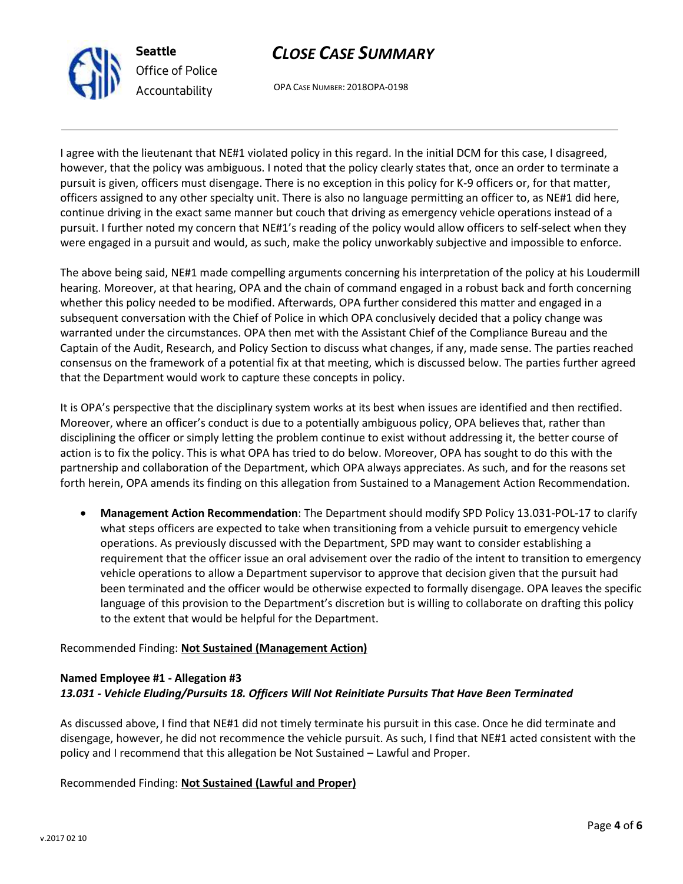I agree with the lieutenant that NE#1 violated policy in this regard. In the initial DCM for this case, I disagreed, however, that the policy was ambiguous. I noted that the policy clearly states that, once an order to terminate a pursuit is given, officers must disengage. There is no exception in this policy for K-9 officers or, for that matter, officers assigned to any other specialty unit. There is also no language permitting an officer to, as NE#1 did here, continue driving in the exact same manner but couch that driving as emergency vehicle operations instead of a pursuit. I further noted my concern that NE#1's reading of the policy would allow officers to self-select when they were engaged in a pursuit and would, as such, make the policy unworkably subjective and impossible to enforce.

The above being said, NE#1 made compelling arguments concerning his interpretation of the policy at his Loudermill hearing. Moreover, at that hearing, OPA and the chain of command engaged in a robust back and forth concerning whether this policy needed to be modified. Afterwards, OPA further considered this matter and engaged in a subsequent conversation with the Chief of Police in which OPA conclusively decided that a policy change was warranted under the circumstances. OPA then met with the Assistant Chief of the Compliance Bureau and the Captain of the Audit, Research, and Policy Section to discuss what changes, if any, made sense. The parties reached consensus on the framework of a potential fix at that meeting, which is discussed below. The parties further agreed that the Department would work to capture these concepts in policy.

It is OPA's perspective that the disciplinary system works at its best when issues are identified and then rectified. Moreover, where an officer's conduct is due to a potentially ambiguous policy, OPA believes that, rather than disciplining the officer or simply letting the problem continue to exist without addressing it, the better course of action is to fix the policy. This is what OPA has tried to do below. Moreover, OPA has sought to do this with the partnership and collaboration of the Department, which OPA always appreciates. As such, and for the reasons set forth herein, OPA amends its finding on this allegation from Sustained to a Management Action Recommendation.

- **Management Action Recommendation**: The Department should modify SPD Policy 13.031-POL-17 to clarify what steps officers are expected to take when transitioning from a vehicle pursuit to emergency vehicle operations. As previously discussed with the Department, SPD may want to consider establishing a requirement that the officer issue an oral advisement over the radio of the intent to transition to emergency vehicle operations to allow a Department supervisor to approve that decision given that the pursuit had been terminated and the officer would be otherwise expected to formally disengage. OPA leaves the specific language of this provision to the Department's discretion but is willing to collaborate on drafting this policy to the extent that would be helpful for the Department.

Recommended Finding: **Not Sustained (Management Action)**

**Named Employee #1 - Allegation #3**
***13.031 - Vehicle Eluding/Pursuits 18. Officers Will Not Reinitiate Pursuits That Have Been Terminated***

As discussed above, I find that NE#1 did not timely terminate his pursuit in this case. Once he did terminate and disengage, however, he did not recommence the vehicle pursuit. As such, I find that NE#1 acted consistent with the policy and I recommend that this allegation be Not Sustained – Lawful and Proper.

Recommended Finding: **Not Sustained (Lawful and Proper)**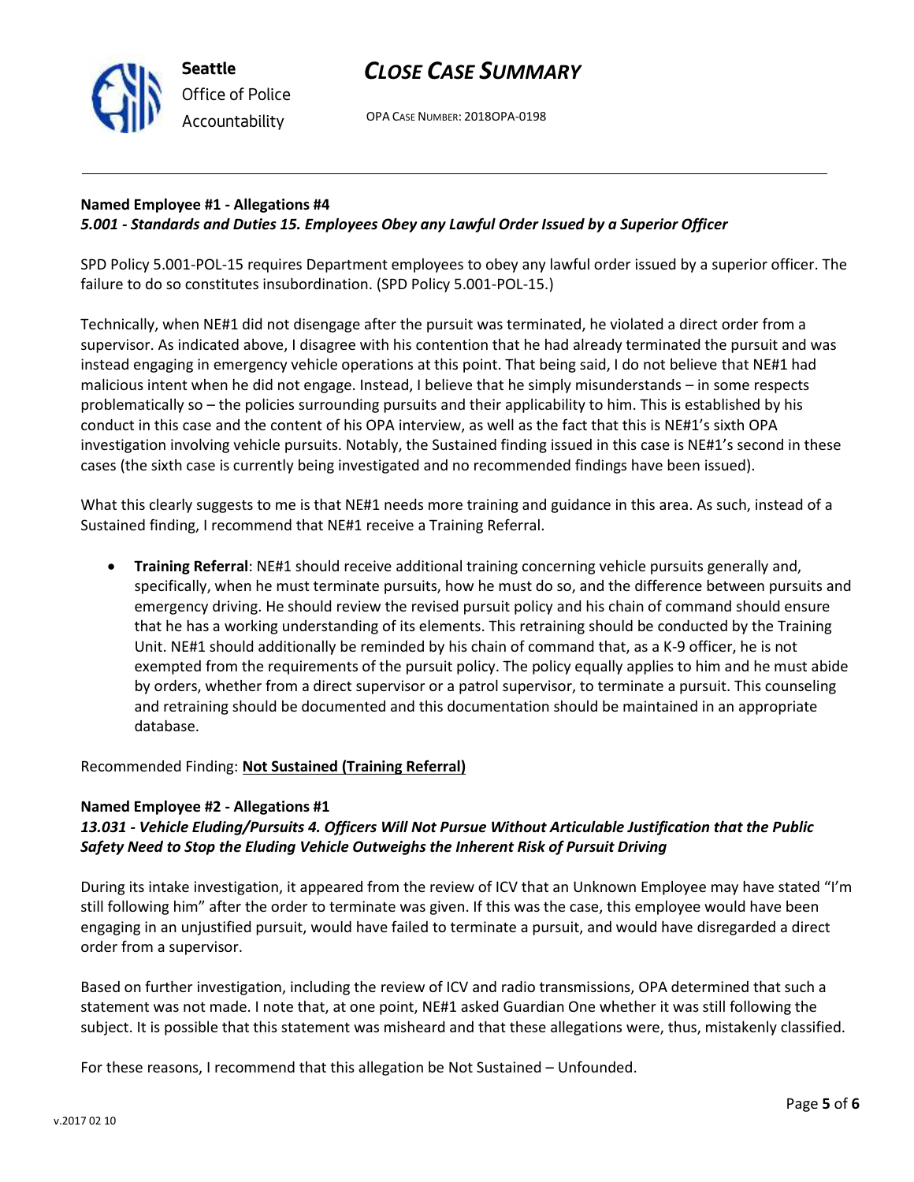**Named Employee #1 - Allegations #4**
***5.001 - Standards and Duties 15. Employees Obey any Lawful Order Issued by a Superior Officer***

SPD Policy 5.001-POL-15 requires Department employees to obey any lawful order issued by a superior officer. The failure to do so constitutes insubordination. (SPD Policy 5.001-POL-15.)

Technically, when NE#1 did not disengage after the pursuit was terminated, he violated a direct order from a supervisor. As indicated above, I disagree with his contention that he had already terminated the pursuit and was instead engaging in emergency vehicle operations at this point. That being said, I do not believe that NE#1 had malicious intent when he did not engage. Instead, I believe that he simply misunderstands – in some respects problematically so – the policies surrounding pursuits and their applicability to him. This is established by his conduct in this case and the content of his OPA interview, as well as the fact that this is NE#1's sixth OPA investigation involving vehicle pursuits. Notably, the Sustained finding issued in this case is NE#1's second in these cases (the sixth case is currently being investigated and no recommended findings have been issued).

What this clearly suggests to me is that NE#1 needs more training and guidance in this area. As such, instead of a Sustained finding, I recommend that NE#1 receive a Training Referral.

- **Training Referral**: NE#1 should receive additional training concerning vehicle pursuits generally and, specifically, when he must terminate pursuits, how he must do so, and the difference between pursuits and emergency driving. He should review the revised pursuit policy and his chain of command should ensure that he has a working understanding of its elements. This retraining should be conducted by the Training Unit. NE#1 should additionally be reminded by his chain of command that, as a K-9 officer, he is not exempted from the requirements of the pursuit policy. The policy equally applies to him and he must abide by orders, whether from a direct supervisor or a patrol supervisor, to terminate a pursuit. This counseling and retraining should be documented and this documentation should be maintained in an appropriate database.

Recommended Finding: **<u>Not Sustained (Training Referral)</u>**

**Named Employee #2 - Allegations #1**
***13.031 - Vehicle Eluding/Pursuits 4. Officers Will Not Pursue Without Articulable Justification that the Public Safety Need to Stop the Eluding Vehicle Outweighs the Inherent Risk of Pursuit Driving***

During its intake investigation, it appeared from the review of ICV that an Unknown Employee may have stated "I'm still following him" after the order to terminate was given. If this was the case, this employee would have been engaging in an unjustified pursuit, would have failed to terminate a pursuit, and would have disregarded a direct order from a supervisor.

Based on further investigation, including the review of ICV and radio transmissions, OPA determined that such a statement was not made. I note that, at one point, NE#1 asked Guardian One whether it was still following the subject. It is possible that this statement was misheard and that these allegations were, thus, mistakenly classified.

For these reasons, I recommend that this allegation be Not Sustained – Unfounded.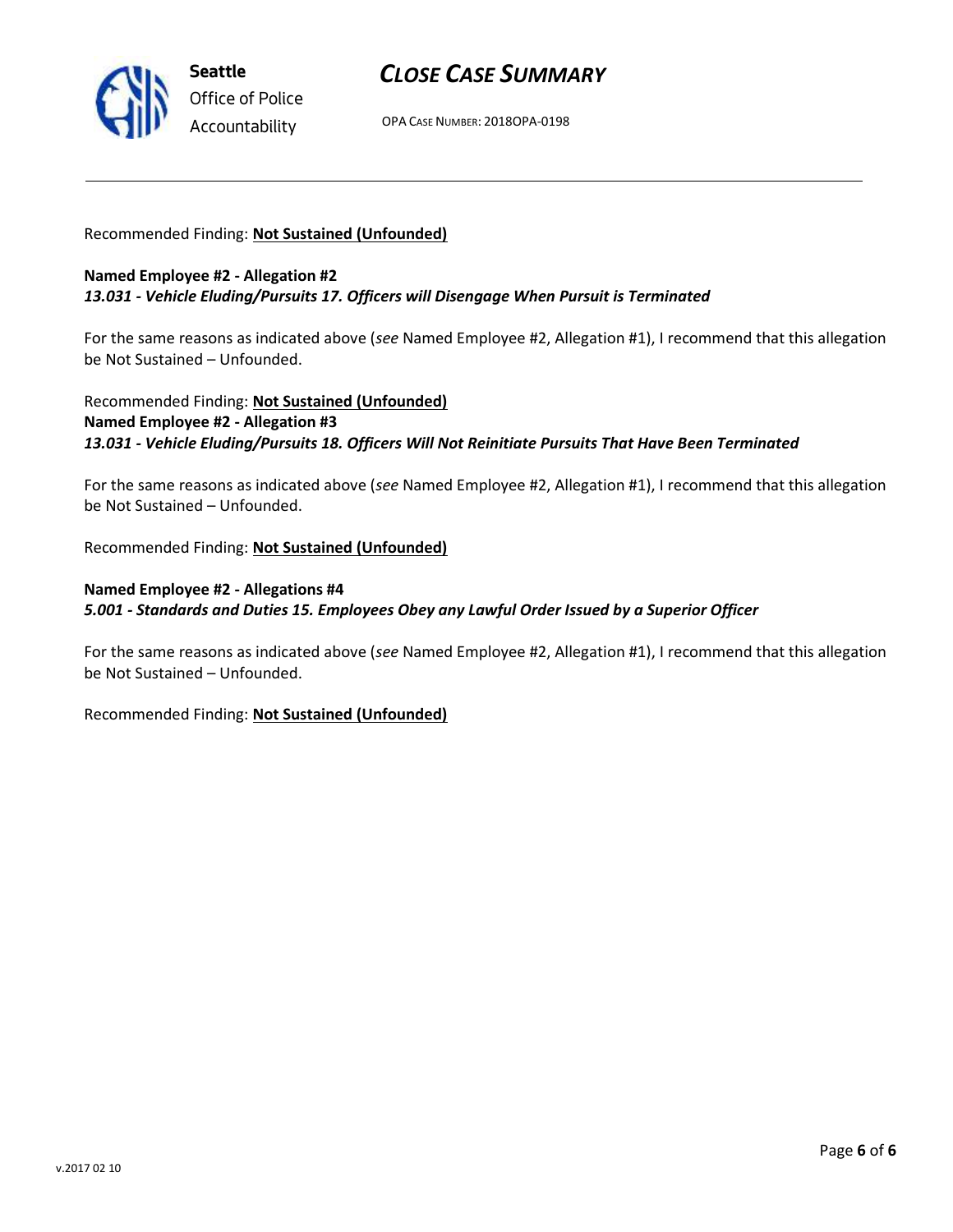Recommended Finding: **Not Sustained (Unfounded)**

**Named Employee #2 - Allegation #2**
***13.031 - Vehicle Eluding/Pursuits 17. Officers will Disengage When Pursuit is Terminated***

For the same reasons as indicated above (*see* Named Employee #2, Allegation #1), I recommend that this allegation be Not Sustained – Unfounded.

Recommended Finding: **Not Sustained (Unfounded)**

**Named Employee #2 - Allegation #3**
***13.031 - Vehicle Eluding/Pursuits 18. Officers Will Not Reinitiate Pursuits That Have Been Terminated***

For the same reasons as indicated above (*see* Named Employee #2, Allegation #1), I recommend that this allegation be Not Sustained – Unfounded.

Recommended Finding: **Not Sustained (Unfounded)**

**Named Employee #2 - Allegations #4**
***5.001 - Standards and Duties 15. Employees Obey any Lawful Order Issued by a Superior Officer***

For the same reasons as indicated above (*see* Named Employee #2, Allegation #1), I recommend that this allegation be Not Sustained – Unfounded.

Recommended Finding: **Not Sustained (Unfounded)**